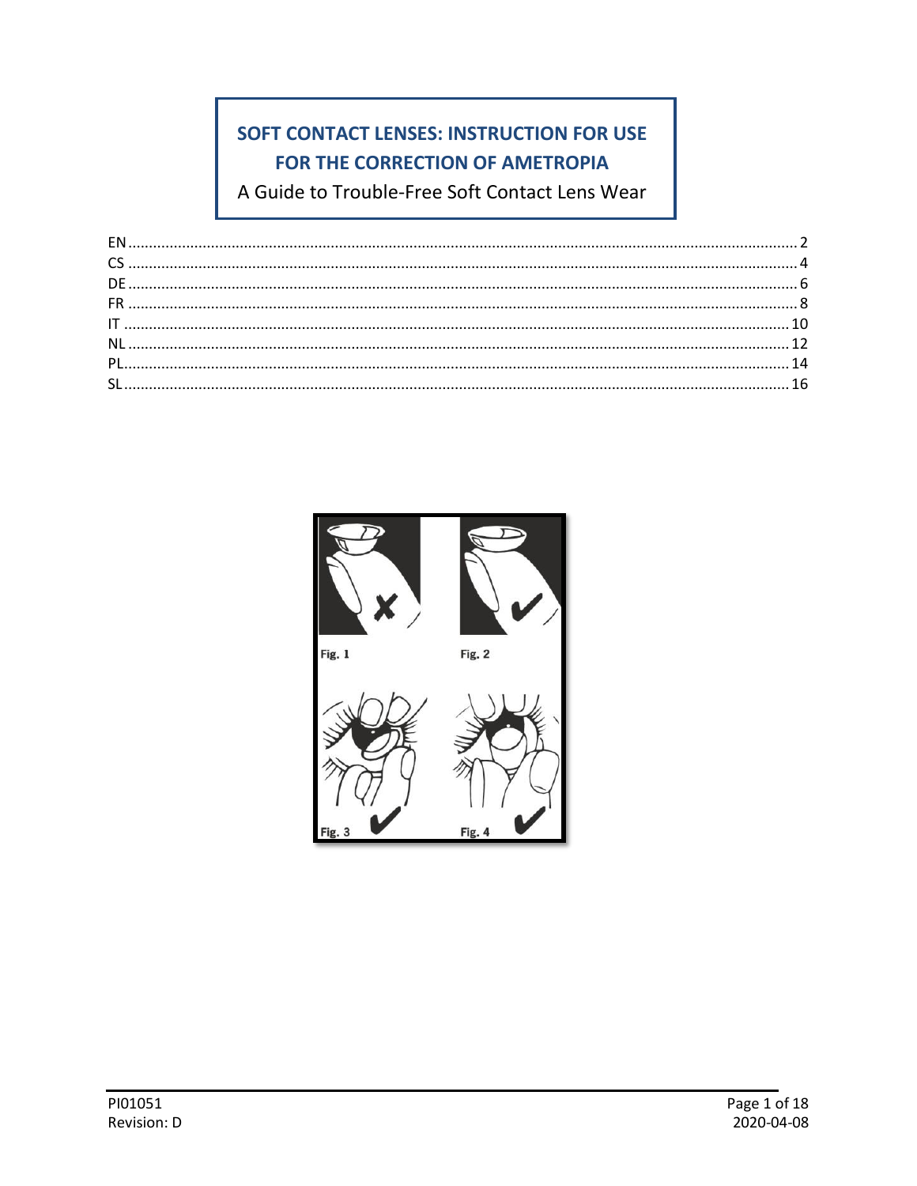# SOFT CONTACT LENSES: INSTRUCTION FOR USE FOR THE CORRECTION OF AMETROPIA

A Guide to Trouble-Free Soft Contact Lens Wear

| | |
|---|---|
| EN | 2 |
| CS | 4 |
| DE | 6 |
| FR | 8 |
| IT | 10 |
| NL | 12 |
| PL | 14 |
| SL | 16 |

Fig. 1

Fig. 2

Fig. 3

Fig. 4

PI01051
Revision: D

2020-04-08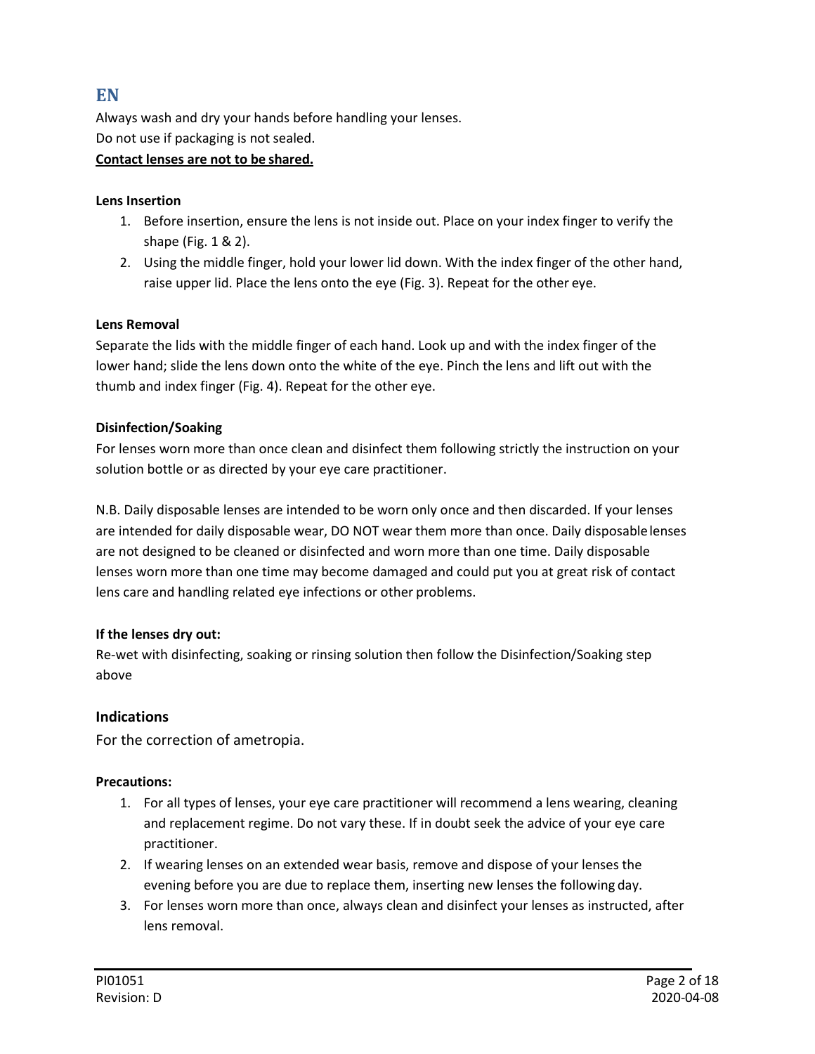# EN

Always wash and dry your hands before handling your lenses.
Do not use if packaging is not sealed.
**Contact lenses are not to be shared.**

**Lens Insertion**

1. Before insertion, ensure the lens is not inside out. Place on your index finger to verify the shape (Fig. 1 & 2).
2. Using the middle finger, hold your lower lid down. With the index finger of the other hand, raise upper lid. Place the lens onto the eye (Fig. 3). Repeat for the other eye.

**Lens Removal**

Separate the lids with the middle finger of each hand. Look up and with the index finger of the lower hand; slide the lens down onto the white of the eye. Pinch the lens and lift out with the thumb and index finger (Fig. 4). Repeat for the other eye.

**Disinfection/Soaking**

For lenses worn more than once clean and disinfect them following strictly the instruction on your solution bottle or as directed by your eye care practitioner.

N.B. Daily disposable lenses are intended to be worn only once and then discarded. If your lenses are intended for daily disposable wear, DO NOT wear them more than once. Daily disposable lenses are not designed to be cleaned or disinfected and worn more than one time. Daily disposable lenses worn more than one time may become damaged and could put you at great risk of contact lens care and handling related eye infections or other problems.

**If the lenses dry out:**

Re-wet with disinfecting, soaking or rinsing solution then follow the Disinfection/Soaking step above

## Indications

For the correction of ametropia.

**Precautions:**

1. For all types of lenses, your eye care practitioner will recommend a lens wearing, cleaning and replacement regime. Do not vary these. If in doubt seek the advice of your eye care practitioner.
2. If wearing lenses on an extended wear basis, remove and dispose of your lenses the evening before you are due to replace them, inserting new lenses the following day.
3. For lenses worn more than once, always clean and disinfect your lenses as instructed, after lens removal.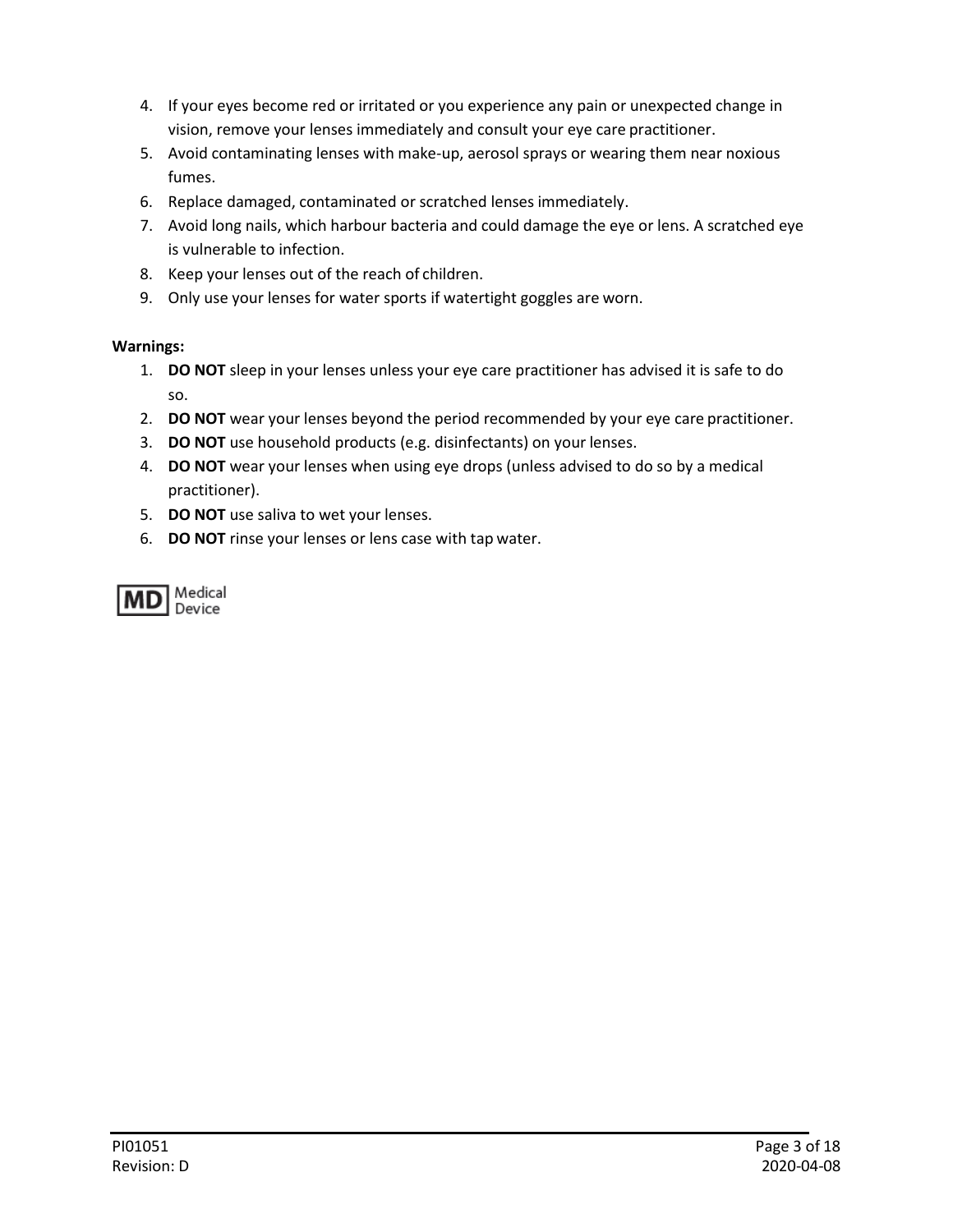4. If your eyes become red or irritated or you experience any pain or unexpected change in vision, remove your lenses immediately and consult your eye care practitioner.
5. Avoid contaminating lenses with make-up, aerosol sprays or wearing them near noxious fumes.
6. Replace damaged, contaminated or scratched lenses immediately.
7. Avoid long nails, which harbour bacteria and could damage the eye or lens. A scratched eye is vulnerable to infection.
8. Keep your lenses out of the reach of children.
9. Only use your lenses for water sports if watertight goggles are worn.

**Warnings:**

1. **DO NOT** sleep in your lenses unless your eye care practitioner has advised it is safe to do so.
2. **DO NOT** wear your lenses beyond the period recommended by your eye care practitioner.
3. **DO NOT** use household products (e.g. disinfectants) on your lenses.
4. **DO NOT** wear your lenses when using eye drops (unless advised to do so by a medical practitioner).
5. **DO NOT** use saliva to wet your lenses.
6. **DO NOT** rinse your lenses or lens case with tap water.

MD Medical Device

PI01051
Revision: D
2020-04-08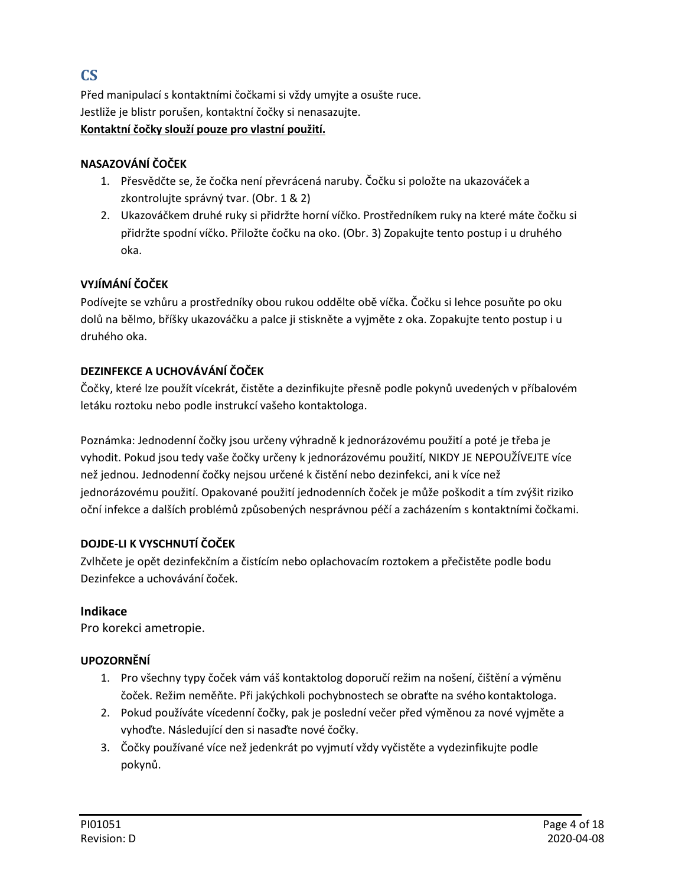## CS

Před manipulací s kontaktními čočkami si vždy umyjte a osušte ruce.
Jestliže je blistr porušen, kontaktní čočky si nenasazujte.
**Kontaktní čočky slouží pouze pro vlastní použití.**

**NASAZOVÁNÍ ČOČEK**

1. Přesvědčte se, že čočka není převrácená naruby. Čočku si položte na ukazováček a zkontrolujte správný tvar. (Obr. 1 & 2)
2. Ukazováčkem druhé ruky si přidržte horní víčko. Prostředníkem ruky na které máte čočku si přidržte spodní víčko. Přiložte čočku na oko. (Obr. 3) Zopakujte tento postup i u druhého oka.

**VYJÍMÁNÍ ČOČEK**

Podívejte se vzhůru a prostředníky obou rukou oddělte obě víčka. Čočku si lehce posuňte po oku dolů na bělmo, bříšky ukazováčku a palce ji stiskněte a vyjměte z oka. Zopakujte tento postup i u druhého oka.

**DEZINFEKCE A UCHOVÁVÁNÍ ČOČEK**

Čočky, které lze použít vícekrát, čistěte a dezinfikujte přesně podle pokynů uvedených v příbalovém letáku roztoku nebo podle instrukcí vašeho kontaktologa.

Poznámka: Jednodenní čočky jsou určeny výhradně k jednorázovému použití a poté je třeba je vyhodit. Pokud jsou tedy vaše čočky určeny k jednorázovému použití, NIKDY JE NEPOUŽÍVEJTE více než jednou. Jednodenní čočky nejsou určené k čistění nebo dezinfekci, ani k více než jednorázovému použití. Opakované použití jednodenních čoček je může poškodit a tím zvýšit riziko oční infekce a dalších problémů způsobených nesprávnou péčí a zacházením s kontaktními čočkami.

**DOJDE-LI K VYSCHNUTÍ ČOČEK**

Zvlhčete je opět dezinfekčním a čistícím nebo oplachovacím roztokem a přečistěte podle bodu Dezinfekce a uchovávání čoček.

### Indikace

Pro korekci ametropie.

**UPOZORNĚNÍ**

1. Pro všechny typy čoček vám váš kontaktolog doporučí režim na nošení, čištění a výměnu čoček. Režim neměňte. Při jakýchkoli pochybnostech se obraťte na svého kontaktologa.
2. Pokud používáte vícedenní čočky, pak je poslední večer před výměnou za nové vyjměte a vyhoďte. Následující den si nasaďte nové čočky.
3. Čočky používané více než jedenkrát po vyjmutí vždy vyčistěte a vydezinfikujte podle pokynů.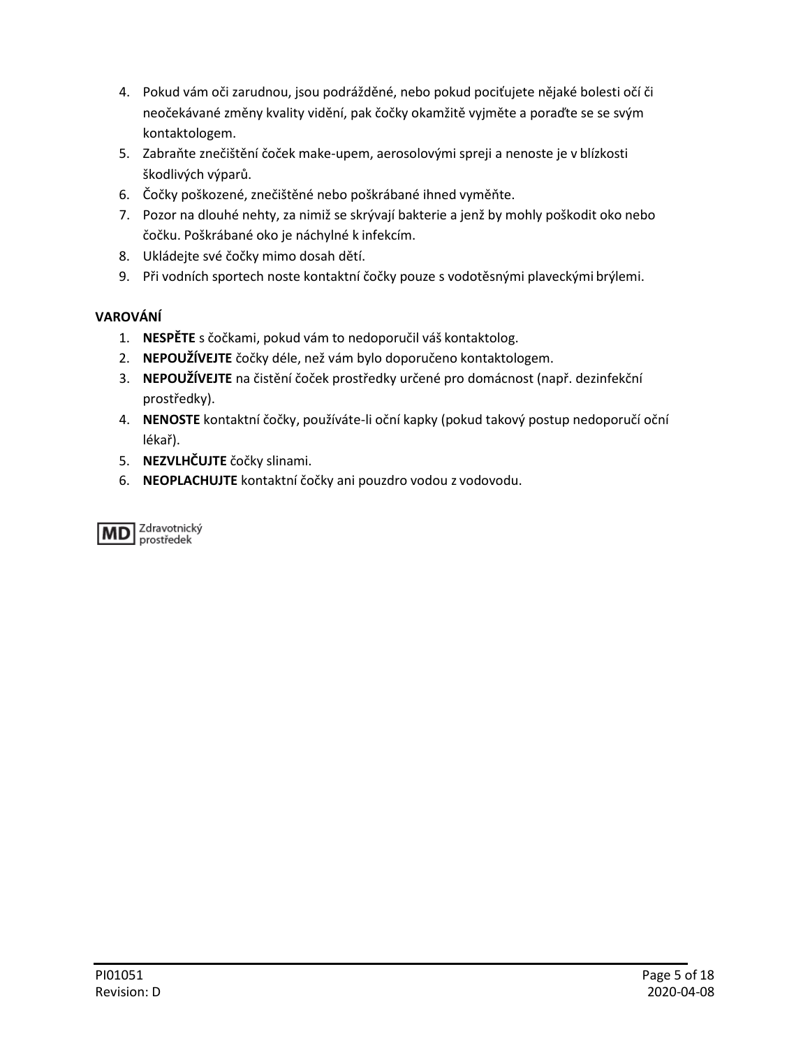4. Pokud vám oči zarudnou, jsou podrážděné, nebo pokud pociťujete nějaké bolesti očí či neočekávané změny kvality vidění, pak čočky okamžitě vyjměte a poraďte se se svým kontaktologem.
5. Zabraňte znečištění čoček make-upem, aerosolovými spreji a nenoste je v blízkosti škodlivých výparů.
6. Čočky poškozené, znečištěné nebo poškrábané ihned vyměňte.
7. Pozor na dlouhé nehty, za nimiž se skrývají bakterie a jenž by mohly poškodit oko nebo čočku. Poškrábané oko je náchylné k infekcím.
8. Ukládejte své čočky mimo dosah dětí.
9. Při vodních sportech noste kontaktní čočky pouze s vodotěsnými plaveckými brýlemi.

**VAROVÁNÍ**

1. **NESPĚTE** s čočkami, pokud vám to nedoporučil váš kontaktolog.
2. **NEPOUŽÍVEJTE** čočky déle, než vám bylo doporučeno kontaktologem.
3. **NEPOUŽÍVEJTE** na čistění čoček prostředky určené pro domácnost (např. dezinfekční prostředky).
4. **NENOSTE** kontaktní čočky, používáte-li oční kapky (pokud takový postup nedoporučí oční lékař).
5. **NEZVLHČUJTE** čočky slinami.
6. **NEOPLACHUJTE** kontaktní čočky ani pouzdro vodou z vodovodu.

MD Zdravotnický prostředek

PI01051
Revision: D
2020-04-08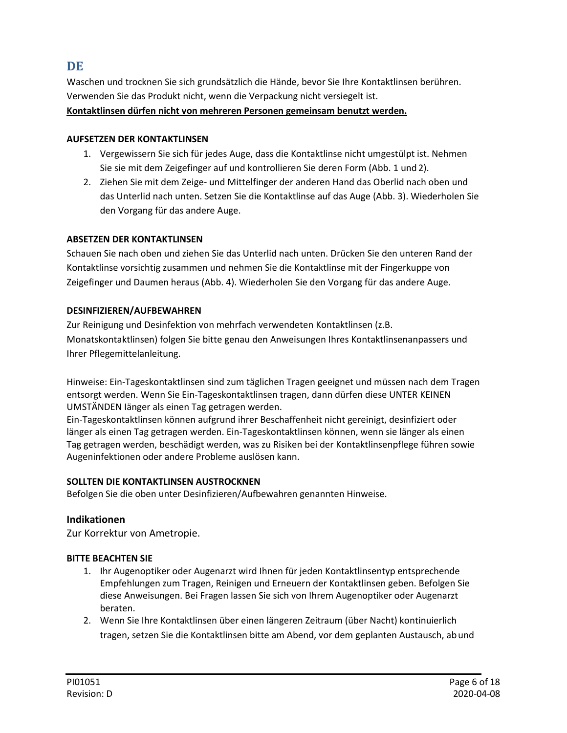## DE

Waschen und trocknen Sie sich grundsätzlich die Hände, bevor Sie Ihre Kontaktlinsen berühren.
Verwenden Sie das Produkt nicht, wenn die Verpackung nicht versiegelt ist.
**Kontaktlinsen dürfen nicht von mehreren Personen gemeinsam benutzt werden.**

**AUFSETZEN DER KONTAKTLINSEN**

1. Vergewissern Sie sich für jedes Auge, dass die Kontaktlinse nicht umgestülpt ist. Nehmen Sie sie mit dem Zeigefinger auf und kontrollieren Sie deren Form (Abb. 1 und 2).
2. Ziehen Sie mit dem Zeige- und Mittelfinger der anderen Hand das Oberlid nach oben und das Unterlid nach unten. Setzen Sie die Kontaktlinse auf das Auge (Abb. 3). Wiederholen Sie den Vorgang für das andere Auge.

**ABSETZEN DER KONTAKTLINSEN**

Schauen Sie nach oben und ziehen Sie das Unterlid nach unten. Drücken Sie den unteren Rand der Kontaktlinse vorsichtig zusammen und nehmen Sie die Kontaktlinse mit der Fingerkuppe von Zeigefinger und Daumen heraus (Abb. 4). Wiederholen Sie den Vorgang für das andere Auge.

**DESINFIZIEREN/AUFBEWAHREN**

Zur Reinigung und Desinfektion von mehrfach verwendeten Kontaktlinsen (z.B. Monatskontaktlinsen) folgen Sie bitte genau den Anweisungen Ihres Kontaktlinsenanpassers und Ihrer Pflegemittelanleitung.

Hinweise: Ein-Tageskontaktlinsen sind zum täglichen Tragen geeignet und müssen nach dem Tragen entsorgt werden. Wenn Sie Ein-Tageskontaktlinsen tragen, dann dürfen diese UNTER KEINEN UMSTÄNDEN länger als einen Tag getragen werden.
Ein-Tageskontaktlinsen können aufgrund ihrer Beschaffenheit nicht gereinigt, desinfiziert oder länger als einen Tag getragen werden. Ein-Tageskontaktlinsen können, wenn sie länger als einen Tag getragen werden, beschädigt werden, was zu Risiken bei der Kontaktlinsenpflege führen sowie Augeninfektionen oder andere Probleme auslösen kann.

**SOLLTEN DIE KONTAKTLINSEN AUSTROCKNEN**

Befolgen Sie die oben unter Desinfizieren/Aufbewahren genannten Hinweise.

### Indikationen

Zur Korrektur von Ametropie.

**BITTE BEACHTEN SIE**

1. Ihr Augenoptiker oder Augenarzt wird Ihnen für jeden Kontaktlinsentyp entsprechende Empfehlungen zum Tragen, Reinigen und Erneuern der Kontaktlinsen geben. Befolgen Sie diese Anweisungen. Bei Fragen lassen Sie sich von Ihrem Augenoptiker oder Augenarzt beraten.
2. Wenn Sie Ihre Kontaktlinsen über einen längeren Zeitraum (über Nacht) kontinuierlich tragen, setzen Sie die Kontaktlinsen bitte am Abend, vor dem geplanten Austausch, ab und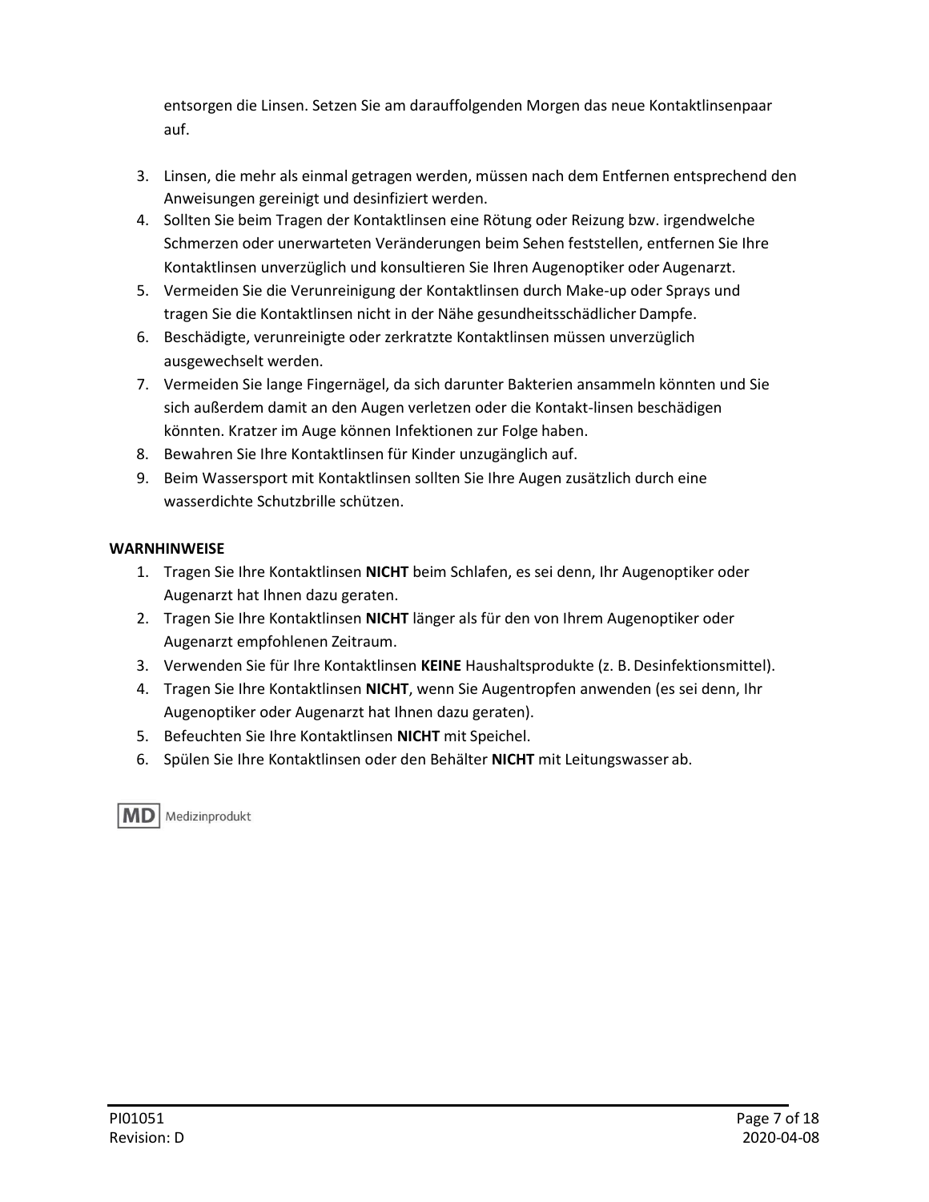entsorgen die Linsen. Setzen Sie am darauffolgenden Morgen das neue Kontaktlinsenpaar auf.

3. Linsen, die mehr als einmal getragen werden, müssen nach dem Entfernen entsprechend den Anweisungen gereinigt und desinfiziert werden.
4. Sollten Sie beim Tragen der Kontaktlinsen eine Rötung oder Reizung bzw. irgendwelche Schmerzen oder unerwarteten Veränderungen beim Sehen feststellen, entfernen Sie Ihre Kontaktlinsen unverzüglich und konsultieren Sie Ihren Augenoptiker oder Augenarzt.
5. Vermeiden Sie die Verunreinigung der Kontaktlinsen durch Make-up oder Sprays und tragen Sie die Kontaktlinsen nicht in der Nähe gesundheitsschädlicher Dampfe.
6. Beschädigte, verunreinigte oder zerkratzte Kontaktlinsen müssen unverzüglich ausgewechselt werden.
7. Vermeiden Sie lange Fingernägel, da sich darunter Bakterien ansammeln könnten und Sie sich außerdem damit an den Augen verletzen oder die Kontakt-linsen beschädigen könnten. Kratzer im Auge können Infektionen zur Folge haben.
8. Bewahren Sie Ihre Kontaktlinsen für Kinder unzugänglich auf.
9. Beim Wassersport mit Kontaktlinsen sollten Sie Ihre Augen zusätzlich durch eine wasserdichte Schutzbrille schützen.

**WARNHINWEISE**

1. Tragen Sie Ihre Kontaktlinsen **NICHT** beim Schlafen, es sei denn, Ihr Augenoptiker oder Augenarzt hat Ihnen dazu geraten.
2. Tragen Sie Ihre Kontaktlinsen **NICHT** länger als für den von Ihrem Augenoptiker oder Augenarzt empfohlenen Zeitraum.
3. Verwenden Sie für Ihre Kontaktlinsen **KEINE** Haushaltsprodukte (z. B. Desinfektionsmittel).
4. Tragen Sie Ihre Kontaktlinsen **NICHT**, wenn Sie Augentropfen anwenden (es sei denn, Ihr Augenoptiker oder Augenarzt hat Ihnen dazu geraten).
5. Befeuchten Sie Ihre Kontaktlinsen **NICHT** mit Speichel.
6. Spülen Sie Ihre Kontaktlinsen oder den Behälter **NICHT** mit Leitungswasser ab.

**MD** Medizinprodukt

PI01051
Revision: D
2020-04-08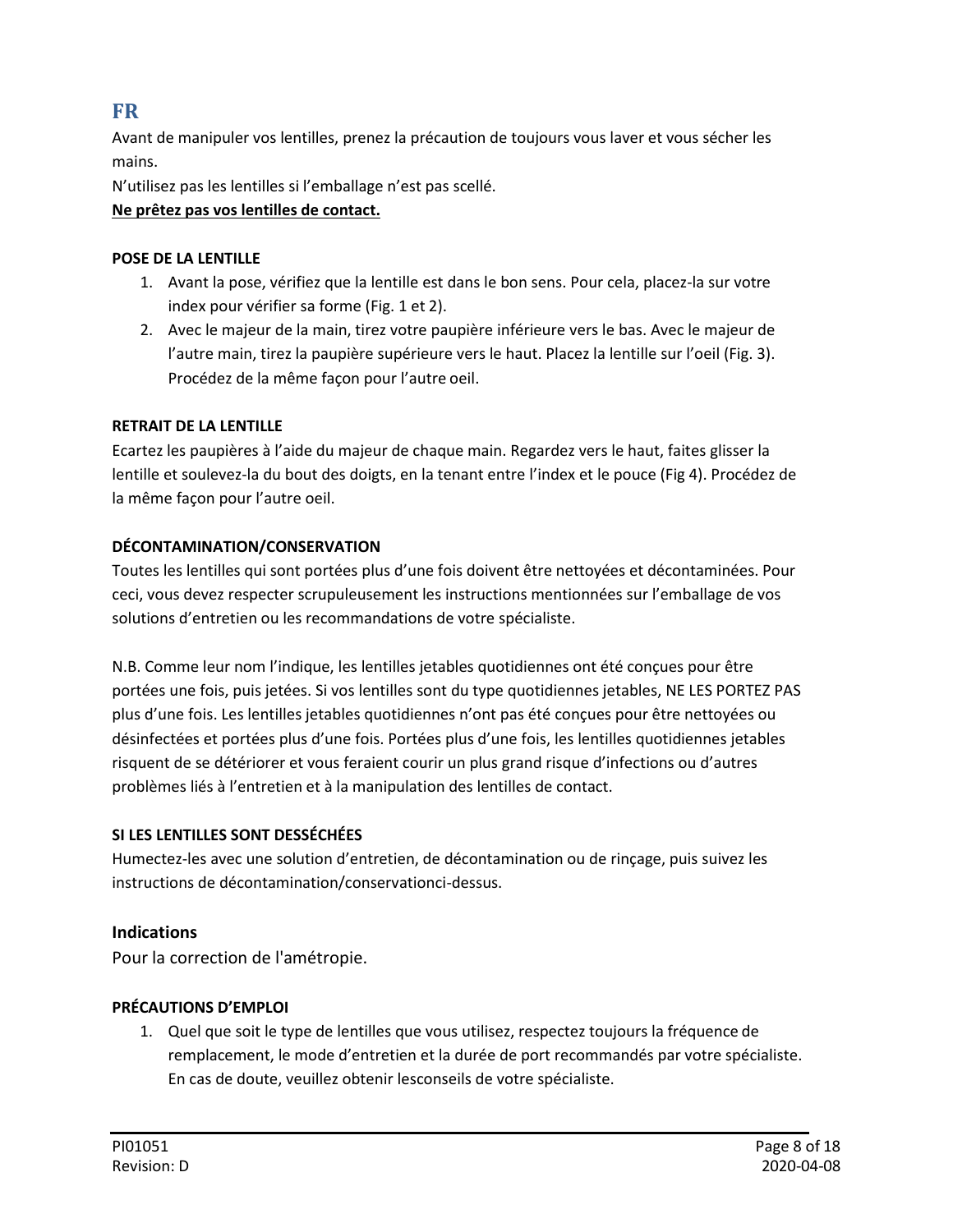## FR

Avant de manipuler vos lentilles, prenez la précaution de toujours vous laver et vous sécher les mains.

N'utilisez pas les lentilles si l'emballage n'est pas scellé.

**<u>Ne prêtez pas vos lentilles de contact.</u>**

**POSE DE LA LENTILLE**

1. Avant la pose, vérifiez que la lentille est dans le bon sens. Pour cela, placez-la sur votre index pour vérifier sa forme (Fig. 1 et 2).
2. Avec le majeur de la main, tirez votre paupière inférieure vers le bas. Avec le majeur de l'autre main, tirez la paupière supérieure vers le haut. Placez la lentille sur l'oeil (Fig. 3). Procédez de la même façon pour l'autre oeil.

**RETRAIT DE LA LENTILLE**

Ecartez les paupières à l'aide du majeur de chaque main. Regardez vers le haut, faites glisser la lentille et soulevez-la du bout des doigts, en la tenant entre l'index et le pouce (Fig 4). Procédez de la même façon pour l'autre oeil.

**DÉCONTAMINATION/CONSERVATION**

Toutes les lentilles qui sont portées plus d'une fois doivent être nettoyées et décontaminées. Pour ceci, vous devez respecter scrupuleusement les instructions mentionnées sur l'emballage de vos solutions d'entretien ou les recommandations de votre spécialiste.

N.B. Comme leur nom l'indique, les lentilles jetables quotidiennes ont été conçues pour être portées une fois, puis jetées. Si vos lentilles sont du type quotidiennes jetables, NE LES PORTEZ PAS plus d'une fois. Les lentilles jetables quotidiennes n'ont pas été conçues pour être nettoyées ou désinfectées et portées plus d'une fois. Portées plus d'une fois, les lentilles quotidiennes jetables risquent de se détériorer et vous feraient courir un plus grand risque d'infections ou d'autres problèmes liés à l'entretien et à la manipulation des lentilles de contact.

**SI LES LENTILLES SONT DESSÉCHÉES**

Humectez-les avec une solution d'entretien, de décontamination ou de rinçage, puis suivez les instructions de décontamination/conservationci-dessus.

### Indications

Pour la correction de l'amétropie.

**PRÉCAUTIONS D'EMPLOI**

1. Quel que soit le type de lentilles que vous utilisez, respectez toujours la fréquence de remplacement, le mode d'entretien et la durée de port recommandés par votre spécialiste. En cas de doute, veuillez obtenir lesconseils de votre spécialiste.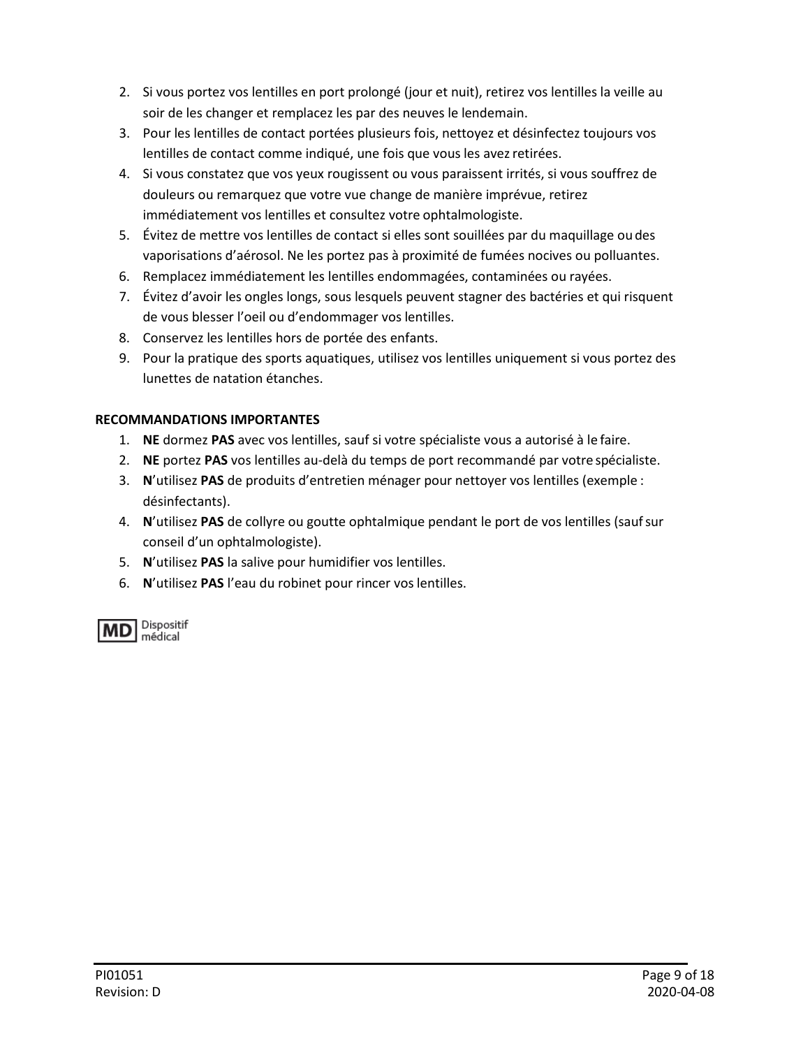2. Si vous portez vos lentilles en port prolongé (jour et nuit), retirez vos lentilles la veille au soir de les changer et remplacez les par des neuves le lendemain.
3. Pour les lentilles de contact portées plusieurs fois, nettoyez et désinfectez toujours vos lentilles de contact comme indiqué, une fois que vous les avez retirées.
4. Si vous constatez que vos yeux rougissent ou vous paraissent irrités, si vous souffrez de douleurs ou remarquez que votre vue change de manière imprévue, retirez immédiatement vos lentilles et consultez votre ophtalmologiste.
5. Évitez de mettre vos lentilles de contact si elles sont souillées par du maquillage ou des vaporisations d'aérosol. Ne les portez pas à proximité de fumées nocives ou polluantes.
6. Remplacez immédiatement les lentilles endommagées, contaminées ou rayées.
7. Évitez d'avoir les ongles longs, sous lesquels peuvent stagner des bactéries et qui risquent de vous blesser l'oeil ou d'endommager vos lentilles.
8. Conservez les lentilles hors de portée des enfants.
9. Pour la pratique des sports aquatiques, utilisez vos lentilles uniquement si vous portez des lunettes de natation étanches.

**RECOMMANDATIONS IMPORTANTES**

1. **NE** dormez **PAS** avec vos lentilles, sauf si votre spécialiste vous a autorisé à le faire.
2. **NE** portez **PAS** vos lentilles au-delà du temps de port recommandé par votre spécialiste.
3. **N**'utilisez **PAS** de produits d'entretien ménager pour nettoyer vos lentilles (exemple : désinfectants).
4. **N**'utilisez **PAS** de collyre ou goutte ophtalmique pendant le port de vos lentilles (sauf sur conseil d'un ophtalmologiste).
5. **N**'utilisez **PAS** la salive pour humidifier vos lentilles.
6. **N**'utilisez **PAS** l'eau du robinet pour rincer vos lentilles.

MD Dispositif médical

PI01051
Revision: D
2020-04-08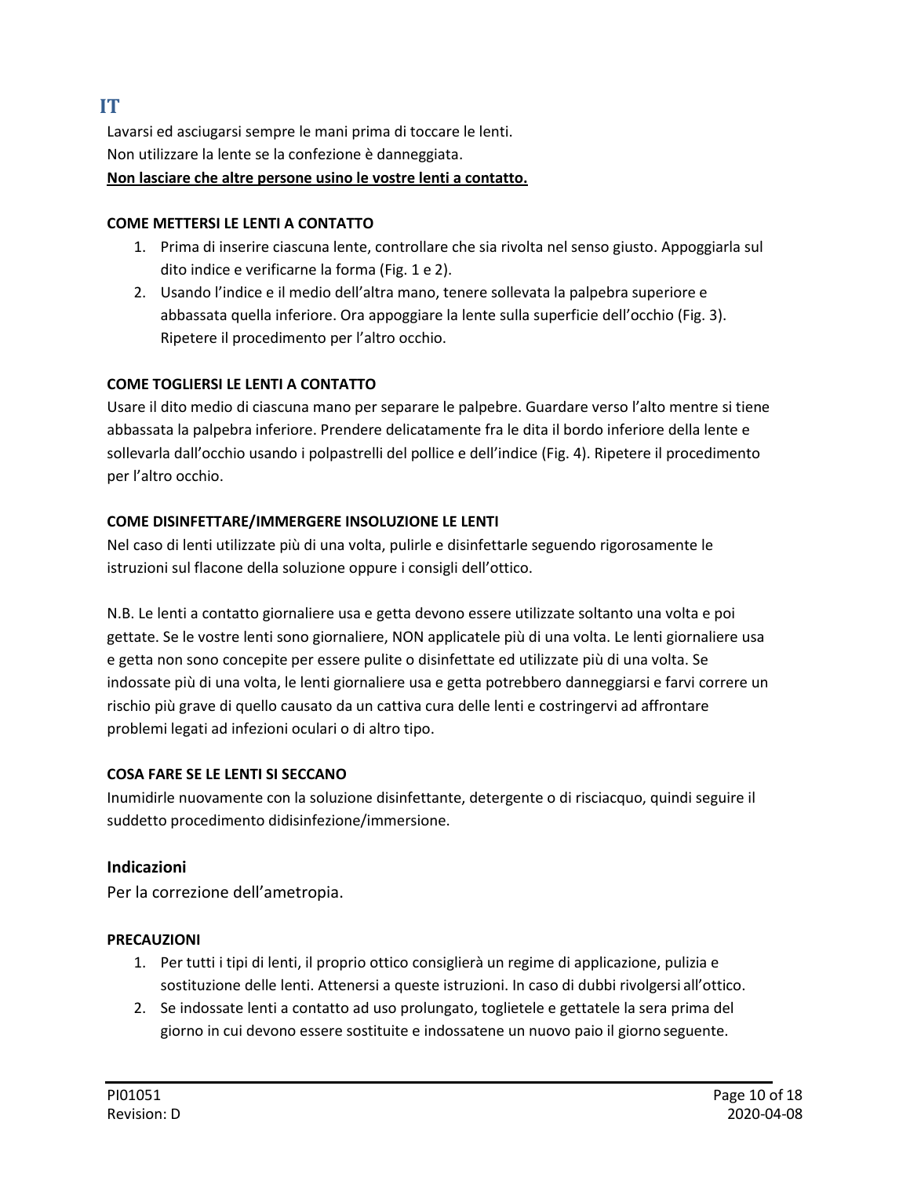# IT

Lavarsi ed asciugarsi sempre le mani prima di toccare le lenti.
Non utilizzare la lente se la confezione è danneggiata.
**Non lasciare che altre persone usino le vostre lenti a contatto.**

**COME METTERSI LE LENTI A CONTATTO**

1. Prima di inserire ciascuna lente, controllare che sia rivolta nel senso giusto. Appoggiarla sul dito indice e verificarne la forma (Fig. 1 e 2).
2. Usando l'indice e il medio dell'altra mano, tenere sollevata la palpebra superiore e abbassata quella inferiore. Ora appoggiare la lente sulla superficie dell'occhio (Fig. 3). Ripetere il procedimento per l'altro occhio.

**COME TOGLIERSI LE LENTI A CONTATTO**

Usare il dito medio di ciascuna mano per separare le palpebre. Guardare verso l'alto mentre si tiene abbassata la palpebra inferiore. Prendere delicatamente fra le dita il bordo inferiore della lente e sollevarla dall'occhio usando i polpastrelli del pollice e dell'indice (Fig. 4). Ripetere il procedimento per l'altro occhio.

**COME DISINFETTARE/IMMERGERE INSOLUZIONE LE LENTI**

Nel caso di lenti utilizzate più di una volta, pulirle e disinfettarle seguendo rigorosamente le istruzioni sul flacone della soluzione oppure i consigli dell'ottico.

N.B. Le lenti a contatto giornaliere usa e getta devono essere utilizzate soltanto una volta e poi gettate. Se le vostre lenti sono giornaliere, NON applicatele più di una volta. Le lenti giornaliere usa e getta non sono concepite per essere pulite o disinfettate ed utilizzate più di una volta. Se indossate più di una volta, le lenti giornaliere usa e getta potrebbero danneggiarsi e farvi correre un rischio più grave di quello causato da un cattiva cura delle lenti e costringervi ad affrontare problemi legati ad infezioni oculari o di altro tipo.

**COSA FARE SE LE LENTI SI SECCANO**

Inumidirle nuovamente con la soluzione disinfettante, detergente o di risciacquo, quindi seguire il suddetto procedimento didisinfezione/immersione.

## Indicazioni

Per la correzione dell'ametropia.

**PRECAUZIONI**

1. Per tutti i tipi di lenti, il proprio ottico consiglierà un regime di applicazione, pulizia e sostituzione delle lenti. Attenersi a queste istruzioni. In caso di dubbi rivolgersi all'ottico.
2. Se indossate lenti a contatto ad uso prolungato, toglietele e gettatele la sera prima del giorno in cui devono essere sostituite e indossatene un nuovo paio il giorno seguente.

PI01051
Revision: D
2020-04-08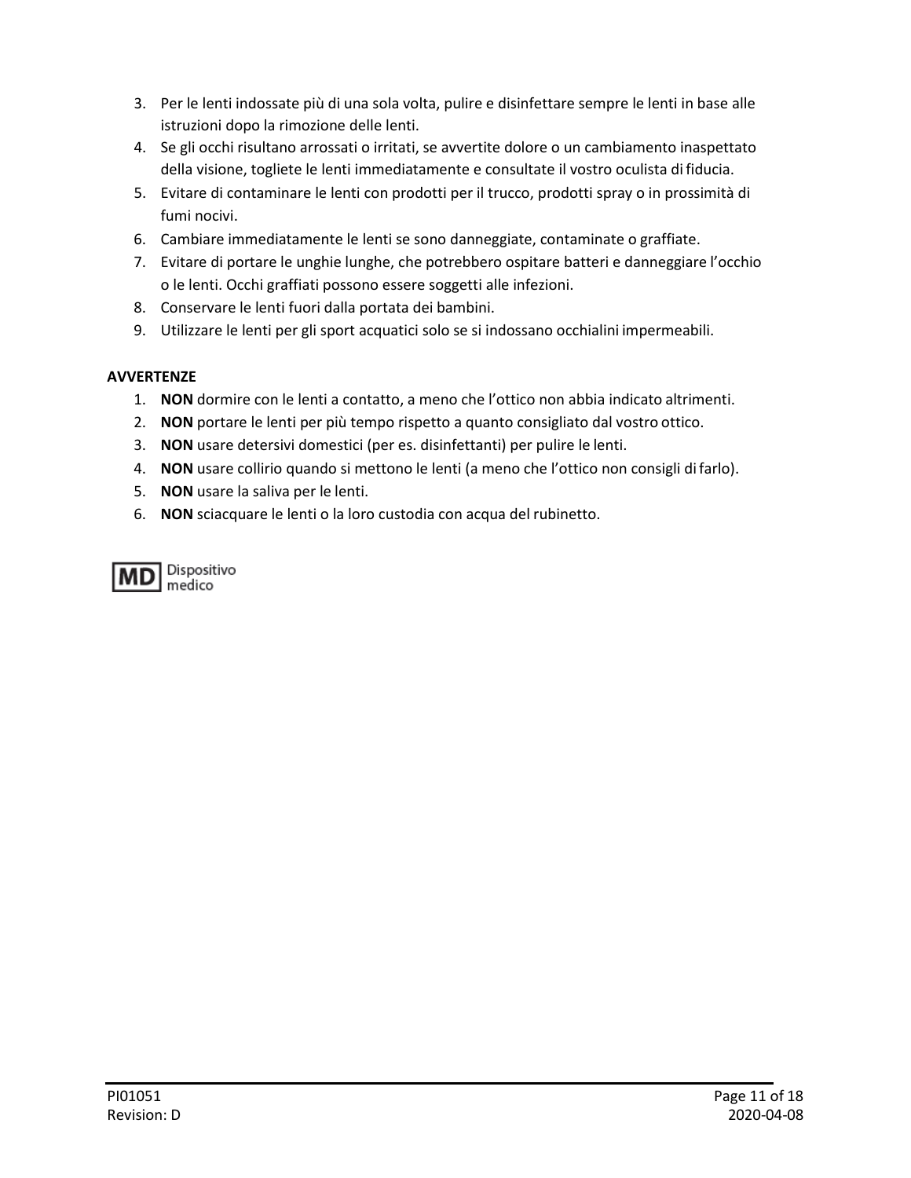3. Per le lenti indossate più di una sola volta, pulire e disinfettare sempre le lenti in base alle istruzioni dopo la rimozione delle lenti.
4. Se gli occhi risultano arrossati o irritati, se avvertite dolore o un cambiamento inaspettato della visione, togliete le lenti immediatamente e consultate il vostro oculista di fiducia.
5. Evitare di contaminare le lenti con prodotti per il trucco, prodotti spray o in prossimità di fumi nocivi.
6. Cambiare immediatamente le lenti se sono danneggiate, contaminate o graffiate.
7. Evitare di portare le unghie lunghe, che potrebbero ospitare batteri e danneggiare l'occhio o le lenti. Occhi graffiati possono essere soggetti alle infezioni.
8. Conservare le lenti fuori dalla portata dei bambini.
9. Utilizzare le lenti per gli sport acquatici solo se si indossano occhialini impermeabili.

**AVVERTENZE**

1. **NON** dormire con le lenti a contatto, a meno che l'ottico non abbia indicato altrimenti.
2. **NON** portare le lenti per più tempo rispetto a quanto consigliato dal vostro ottico.
3. **NON** usare detersivi domestici (per es. disinfettanti) per pulire le lenti.
4. **NON** usare collirio quando si mettono le lenti (a meno che l'ottico non consigli di farlo).
5. **NON** usare la saliva per le lenti.
6. **NON** sciacquare le lenti o la loro custodia con acqua del rubinetto.

**MD** Dispositivo medico

PI01051
Revision: D
2020-04-08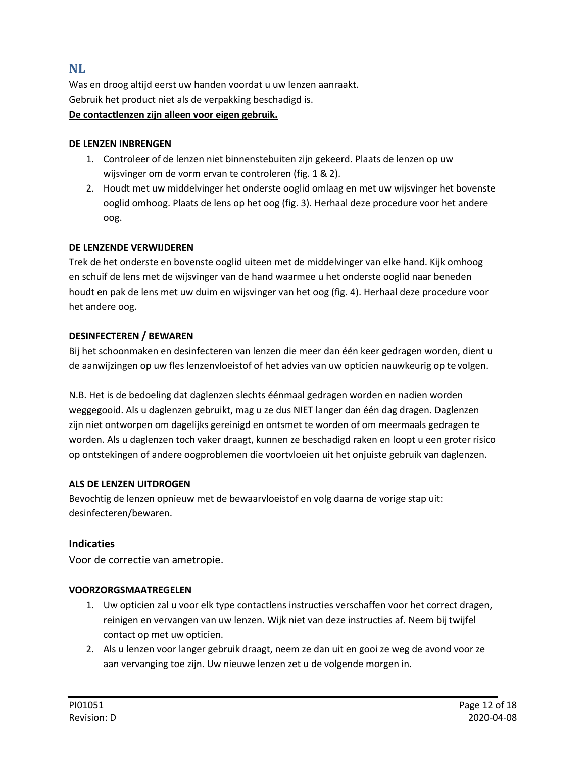## NL

Was en droog altijd eerst uw handen voordat u uw lenzen aanraakt.
Gebruik het product niet als de verpakking beschadigd is.
**De contactlenzen zijn alleen voor eigen gebruik.**

**DE LENZEN INBRENGEN**

1. Controleer of de lenzen niet binnenstebuiten zijn gekeerd. Plaats de lenzen op uw wijsvinger om de vorm ervan te controleren (fig. 1 & 2).
2. Houdt met uw middelvinger het onderste ooglid omlaag en met uw wijsvinger het bovenste ooglid omhoog. Plaats de lens op het oog (fig. 3). Herhaal deze procedure voor het andere oog.

**DE LENZENDE VERWIJDEREN**

Trek de het onderste en bovenste ooglid uiteen met de middelvinger van elke hand. Kijk omhoog en schuif de lens met de wijsvinger van de hand waarmee u het onderste ooglid naar beneden houdt en pak de lens met uw duim en wijsvinger van het oog (fig. 4). Herhaal deze procedure voor het andere oog.

**DESINFECTEREN / BEWAREN**

Bij het schoonmaken en desinfecteren van lenzen die meer dan één keer gedragen worden, dient u de aanwijzingen op uw fles lenzenvloeistof of het advies van uw opticien nauwkeurig op te volgen.

N.B. Het is de bedoeling dat daglenzen slechts éénmaal gedragen worden en nadien worden weggegooid. Als u daglenzen gebruikt, mag u ze dus NIET langer dan één dag dragen. Daglenzen zijn niet ontworpen om dagelijks gereinigd en ontsmet te worden of om meermaals gedragen te worden. Als u daglenzen toch vaker draagt, kunnen ze beschadigd raken en loopt u een groter risico op ontstekingen of andere oogproblemen die voortvloeien uit het onjuiste gebruik van daglenzen.

**ALS DE LENZEN UITDROGEN**

Bevochtig de lenzen opnieuw met de bewaarvloeistof en volg daarna de vorige stap uit: desinfecteren/bewaren.

### Indicaties

Voor de correctie van ametropie.

**VOORZORGSMAATREGELEN**

1. Uw opticien zal u voor elk type contactlens instructies verschaffen voor het correct dragen, reinigen en vervangen van uw lenzen. Wijk niet van deze instructies af. Neem bij twijfel contact op met uw opticien.
2. Als u lenzen voor langer gebruik draagt, neem ze dan uit en gooi ze weg de avond voor ze aan vervanging toe zijn. Uw nieuwe lenzen zet u de volgende morgen in.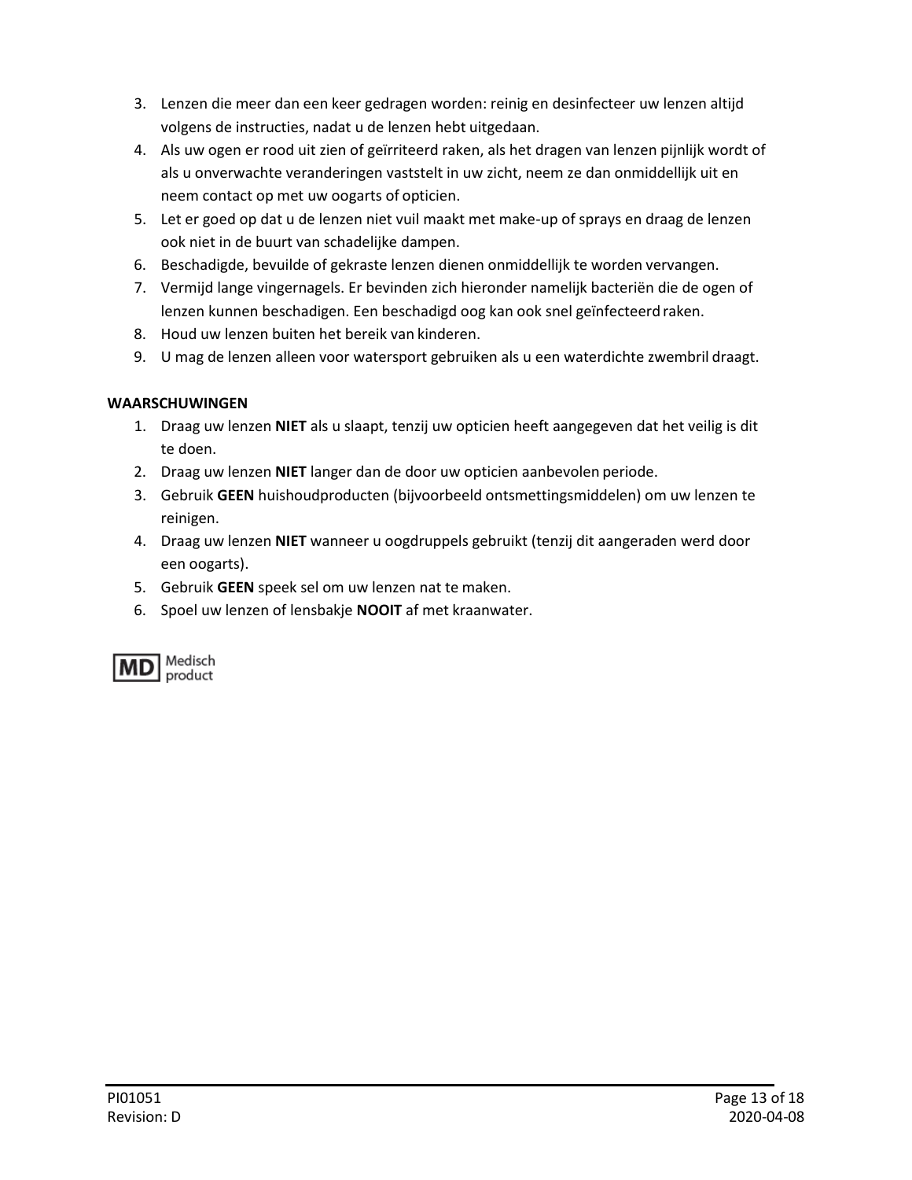3. Lenzen die meer dan een keer gedragen worden: reinig en desinfecteer uw lenzen altijd volgens de instructies, nadat u de lenzen hebt uitgedaan.
4. Als uw ogen er rood uit zien of geïrriteerd raken, als het dragen van lenzen pijnlijk wordt of als u onverwachte veranderingen vaststelt in uw zicht, neem ze dan onmiddellijk uit en neem contact op met uw oogarts of opticien.
5. Let er goed op dat u de lenzen niet vuil maakt met make-up of sprays en draag de lenzen ook niet in de buurt van schadelijke dampen.
6. Beschadigde, bevuilde of gekraste lenzen dienen onmiddellijk te worden vervangen.
7. Vermijd lange vingernagels. Er bevinden zich hieronder namelijk bacteriën die de ogen of lenzen kunnen beschadigen. Een beschadigd oog kan ook snel geïnfecteerd raken.
8. Houd uw lenzen buiten het bereik van kinderen.
9. U mag de lenzen alleen voor watersport gebruiken als u een waterdichte zwembril draagt.

**WAARSCHUWINGEN**

1. Draag uw lenzen **NIET** als u slaapt, tenzij uw opticien heeft aangegeven dat het veilig is dit te doen.
2. Draag uw lenzen **NIET** langer dan de door uw opticien aanbevolen periode.
3. Gebruik **GEEN** huishoudproducten (bijvoorbeeld ontsmettingsmiddelen) om uw lenzen te reinigen.
4. Draag uw lenzen **NIET** wanneer u oogdruppels gebruikt (tenzij dit aangeraden werd door een oogarts).
5. Gebruik **GEEN** speek sel om uw lenzen nat te maken.
6. Spoel uw lenzen of lensbakje **NOOIT** af met kraanwater.

MD Medisch product

PI01051
Revision: D
2020-04-08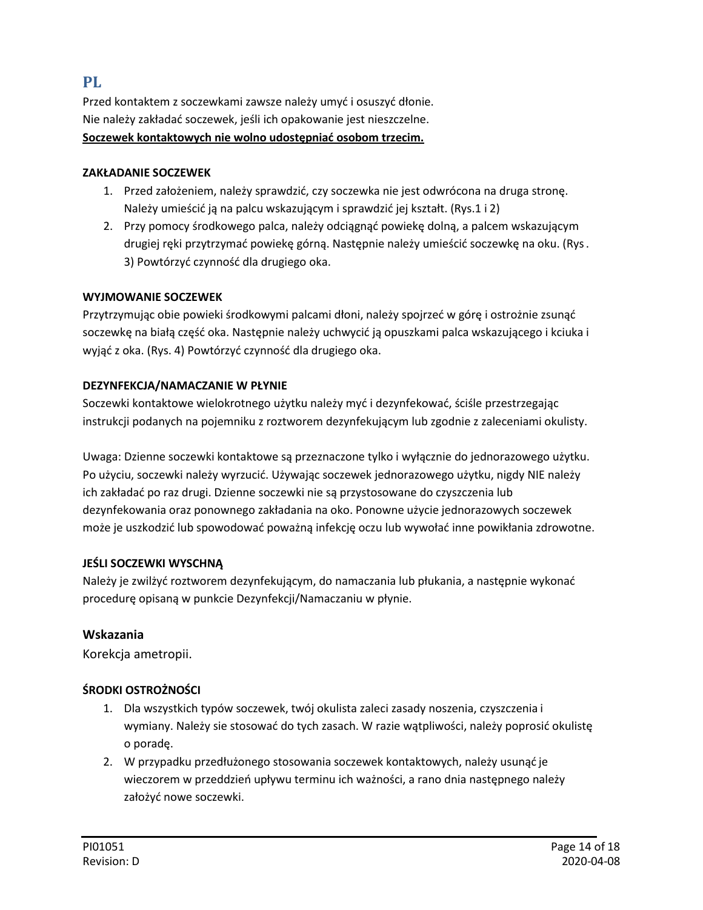# PL

Przed kontaktem z soczewkami zawsze należy umyć i osuszyć dłonie.
Nie należy zakładać soczewek, jeśli ich opakowanie jest nieszczelne.
**Soczewek kontaktowych nie wolno udostępniać osobom trzecim.**

**ZAKŁADANIE SOCZEWEK**

1. Przed założeniem, należy sprawdzić, czy soczewka nie jest odwrócona na druga stronę. Należy umieścić ją na palcu wskazującym i sprawdzić jej kształt. (Rys.1 i 2)
2. Przy pomocy środkowego palca, należy odciągnąć powiekę dolną, a palcem wskazującym drugiej ręki przytrzymać powiekę górną. Następnie należy umieścić soczewkę na oku. (Rys. 3) Powtórzyć czynność dla drugiego oka.

**WYJMOWANIE SOCZEWEK**

Przytrzymując obie powieki środkowymi palcami dłoni, należy spojrzeć w górę i ostrożnie zsunąć soczewkę na białą część oka. Następnie należy uchwycić ją opuszkami palca wskazującego i kciuka i wyjąć z oka. (Rys. 4) Powtórzyć czynność dla drugiego oka.

**DEZYNFEKCJA/NAMACZANIE W PŁYNIE**

Soczewki kontaktowe wielokrotnego użytku należy myć i dezynfekować, ściśle przestrzegając instrukcji podanych na pojemniku z roztworem dezynfekującym lub zgodnie z zaleceniami okulisty.

Uwaga: Dzienne soczewki kontaktowe są przeznaczone tylko i wyłącznie do jednorazowego użytku. Po użyciu, soczewki należy wyrzucić. Używając soczewek jednorazowego użytku, nigdy NIE należy ich zakładać po raz drugi. Dzienne soczewki nie są przystosowane do czyszczenia lub dezynfekowania oraz ponownego zakładania na oko. Ponowne użycie jednorazowych soczewek może je uszkodzić lub spowodować poważną infekcję oczu lub wywołać inne powikłania zdrowotne.

**JEŚLI SOCZEWKI WYSCHNĄ**

Należy je zwilżyć roztworem dezynfekującym, do namaczania lub płukania, a następnie wykonać procedurę opisaną w punkcie Dezynfekcji/Namaczaniu w płynie.

## Wskazania

Korekcja ametropii.

**ŚRODKI OSTROŻNOŚCI**

1. Dla wszystkich typów soczewek, twój okulista zaleci zasady noszenia, czyszczenia i wymiany. Należy sie stosować do tych zasach. W razie wątpliwości, należy poprosić okulistę o poradę.
2. W przypadku przedłużonego stosowania soczewek kontaktowych, należy usunąć je wieczorem w przeddzień upływu terminu ich ważności, a rano dnia następnego należy założyć nowe soczewki.

PI01051
Revision: D
2020-04-08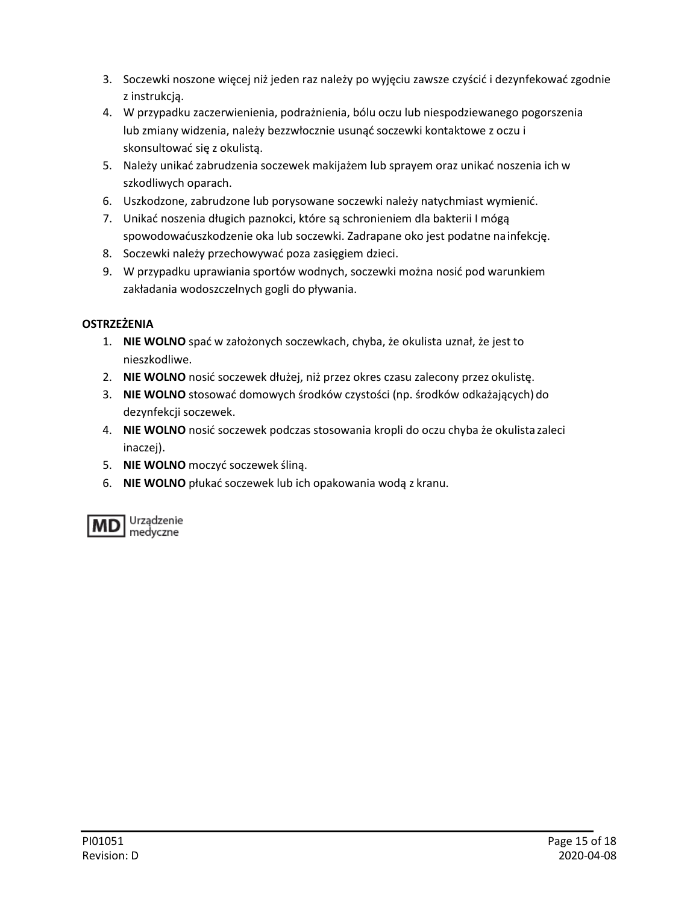3. Soczewki noszone więcej niż jeden raz należy po wyjęciu zawsze czyścić i dezynfekować zgodnie z instrukcją.
4. W przypadku zaczerwienienia, podrażnienia, bólu oczu lub niespodziewanego pogorszenia lub zmiany widzenia, należy bezzwłocznie usunąć soczewki kontaktowe z oczu i skonsultować się z okulistą.
5. Należy unikać zabrudzenia soczewek makijażem lub sprayem oraz unikać noszenia ich w szkodliwych oparach.
6. Uszkodzone, zabrudzone lub porysowane soczewki należy natychmiast wymienić.
7. Unikać noszenia długich paznokci, które są schronieniem dla bakterii I mogą spowodowaćuszkodzenie oka lub soczewki. Zadrapane oko jest podatne nainfekcję.
8. Soczewki należy przechowywać poza zasięgiem dzieci.
9. W przypadku uprawiania sportów wodnych, soczewki można nosić pod warunkiem zakładania wodoszczelnych gogli do pływania.

**OSTRZEŻENIA**

1. **NIE WOLNO** spać w założonych soczewkach, chyba, że okulista uznał, że jest to nieszkodliwe.
2. **NIE WOLNO** nosić soczewek dłużej, niż przez okres czasu zalecony przez okulistę.
3. **NIE WOLNO** stosować domowych środków czystości (np. środków odkażających) do dezynfekcji soczewek.
4. **NIE WOLNO** nosić soczewek podczas stosowania kropli do oczu chyba że okulista zaleci inaczej).
5. **NIE WOLNO** moczyć soczewek śliną.
6. **NIE WOLNO** płukać soczewek lub ich opakowania wodą z kranu.

MD Urządzenie medyczne

PI01051
Revision: D
2020-04-08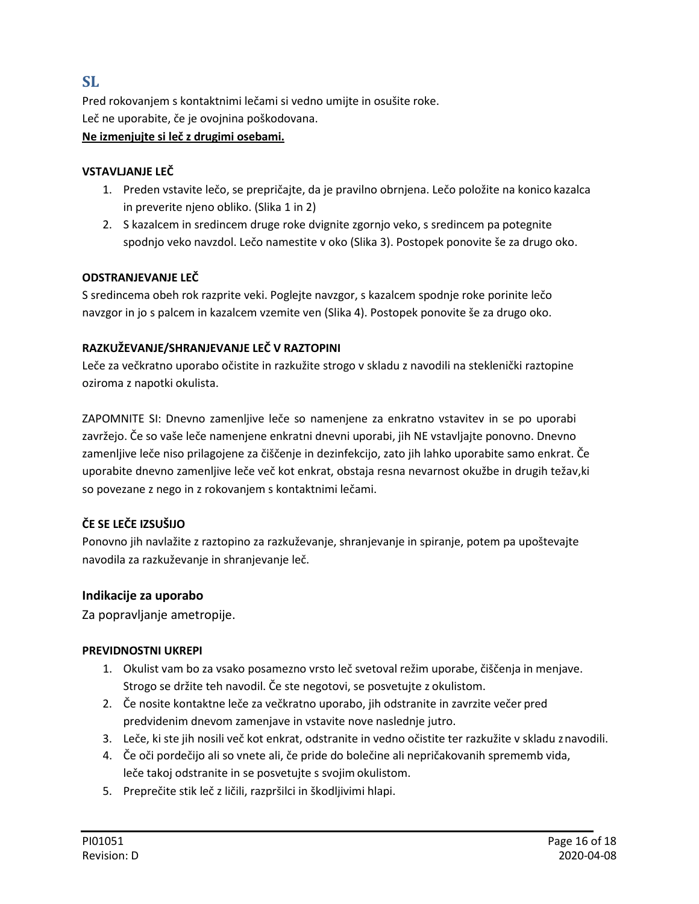## SL

Pred rokovanjem s kontaktnimi lečami si vedno umijte in osušite roke.
Leč ne uporabite, če je ovojnina poškodovana.
**Ne izmenjujte si leč z drugimi osebami.**

**VSTAVLJANJE LEČ**

1. Preden vstavite lečo, se prepričajte, da je pravilno obrnjena. Lečo položite na konico kazalca in preverite njeno obliko. (Slika 1 in 2)
2. S kazalcem in sredincem druge roke dvignite zgornjo veko, s sredincem pa potegnite spodnjo veko navzdol. Lečo namestite v oko (Slika 3). Postopek ponovite še za drugo oko.

**ODSTRANJEVANJE LEČ**

S sredincema obeh rok razprite veki. Poglejte navzgor, s kazalcem spodnje roke porinite lečo navzgor in jo s palcem in kazalcem vzemite ven (Slika 4). Postopek ponovite še za drugo oko.

**RAZKUŽEVANJE/SHRANJEVANJE LEČ V RAZTOPINI**

Leče za večkratno uporabo očistite in razkužite strogo v skladu z navodili na steklenički raztopine oziroma z napotki okulista.

ZAPOMNITE SI: Dnevno zamenljive leče so namenjene za enkratno vstavitev in se po uporabi zavržejo. Če so vaše leče namenjene enkratni dnevni uporabi, jih NE vstavljajte ponovno. Dnevno zamenljive leče niso prilagojene za čiščenje in dezinfekcijo, zato jih lahko uporabite samo enkrat. Če uporabite dnevno zamenljive leče več kot enkrat, obstaja resna nevarnost okužbe in drugih težav,ki so povezane z nego in z rokovanjem s kontaktnimi lečami.

**ČE SE LEČE IZSUŠIJO**

Ponovno jih navlažite z raztopino za razkuževanje, shranjevanje in spiranje, potem pa upoštevajte navodila za razkuževanje in shranjevanje leč.

### Indikacije za uporabo

Za popravljanje ametropije.

**PREVIDNOSTNI UKREPI**

1. Okulist vam bo za vsako posamezno vrsto leč svetoval režim uporabe, čiščenja in menjave. Strogo se držite teh navodil. Če ste negotovi, se posvetujte z okulistom.
2. Če nosite kontaktne leče za večkratno uporabo, jih odstranite in zavrzite večer pred predvidenim dnevom zamenjave in vstavite nove naslednje jutro.
3. Leče, ki ste jih nosili več kot enkrat, odstranite in vedno očistite ter razkužite v skladu z navodili.
4. Če oči pordečijo ali so vnete ali, če pride do bolečine ali nepričakovanih sprememb vida, leče takoj odstranite in se posvetujte s svojim okulistom.
5. Preprečite stik leč z ličili, razpršilci in škodljivimi hlapi.

PI01051
Revision: D
2020-04-08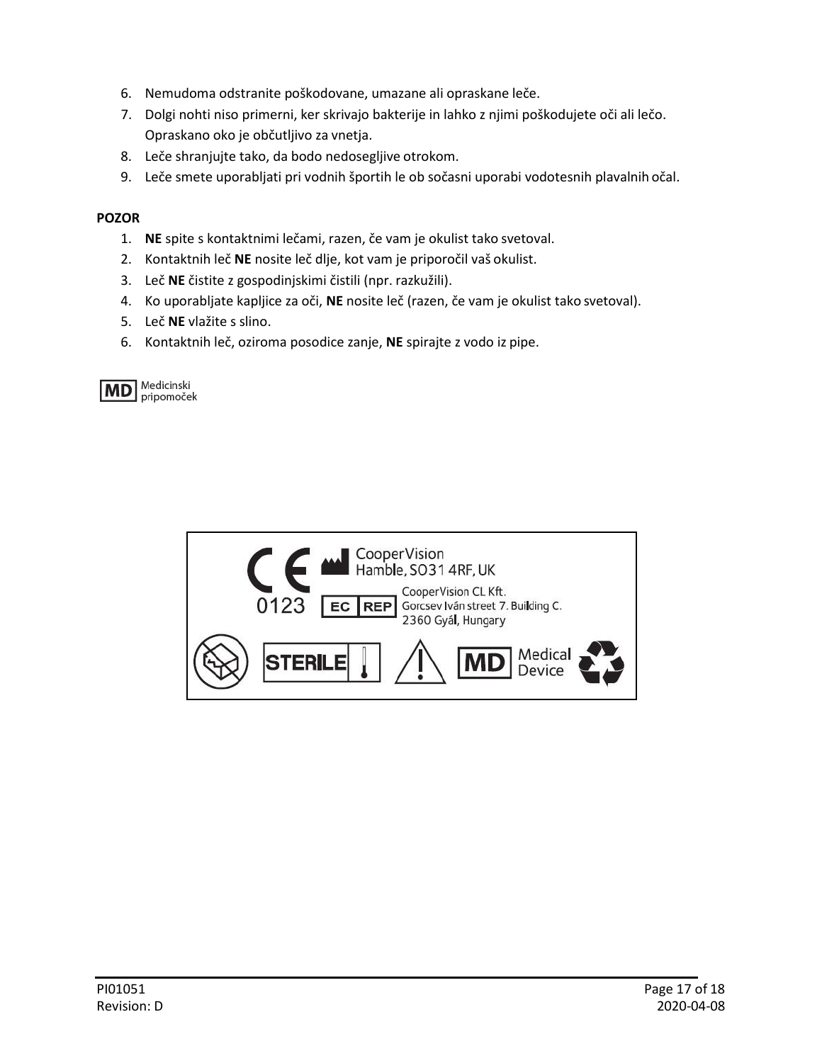6. Nemudoma odstranite poškodovane, umazane ali opraskane leče.
7. Dolgi nohti niso primerni, ker skrivajo bakterije in lahko z njimi poškodujete oči ali lečo. Opraskano oko je občutljivo za vnetja.
8. Leče shranjujte tako, da bodo nedosegljive otrokom.
9. Leče smete uporabljati pri vodnih športih le ob sočasni uporabi vodotesnih plavalnih očal.

**POZOR**

1. **NE** spite s kontaktnimi lečami, razen, če vam je okulist tako svetoval.
2. Kontaktnih leč **NE** nosite leč dlje, kot vam je priporočil vaš okulist.
3. Leč **NE** čistite z gospodinjskimi čistili (npr. razkužili).
4. Ko uporabljate kapljice za oči, **NE** nosite leč (razen, če vam je okulist tako svetoval).
5. Leč **NE** vlažite s slino.
6. Kontaktnih leč, oziroma posodice zanje, **NE** spirajte z vodo iz pipe.

MD Medicinski pripomoček

CE 0123

CooperVision
Hamble, SO31 4RF, UK

EC REP
CooperVision CL Kft.
Gorcsev Iván street 7. Building C.
2360 Gyál, Hungary

STERILE

MD Medical Device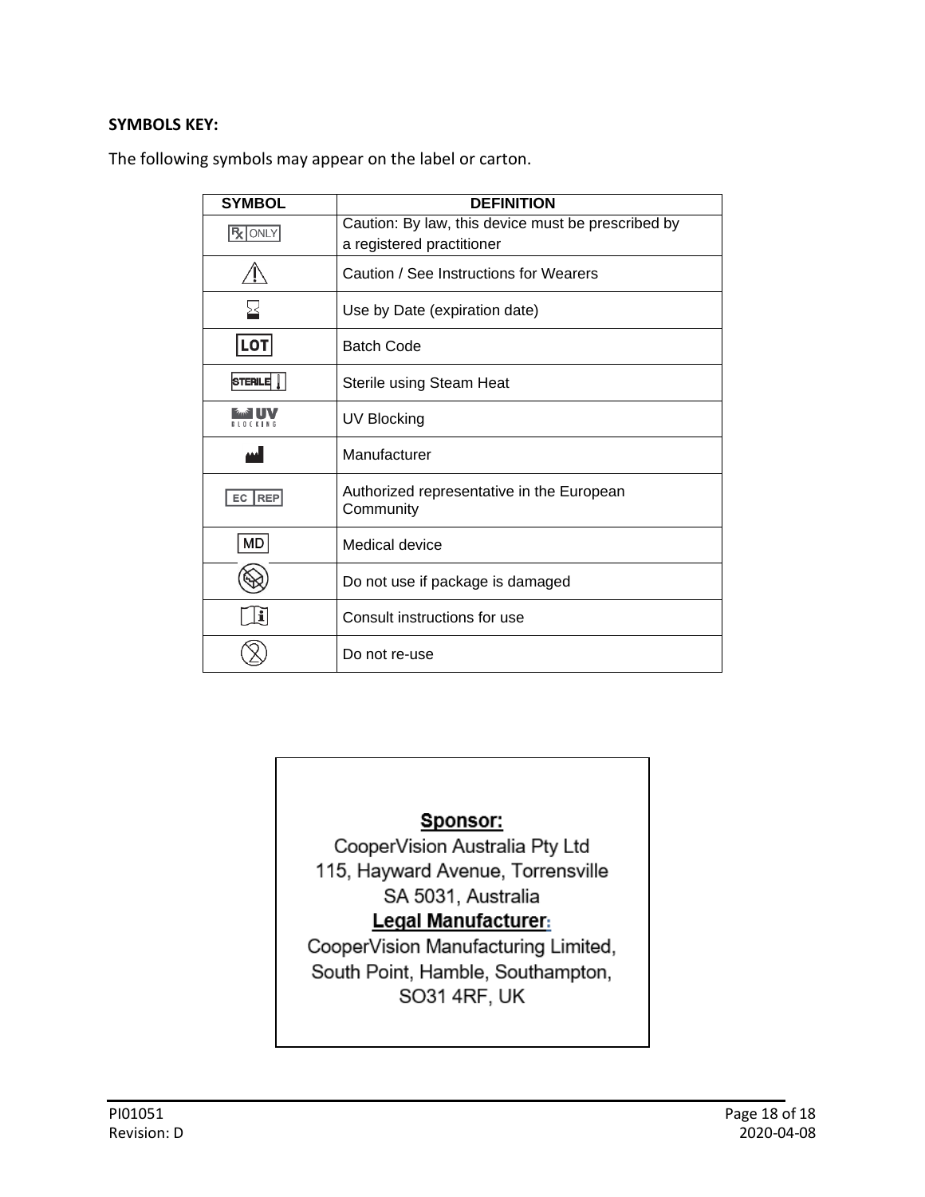**SYMBOLS KEY:**

The following symbols may appear on the label or carton.

| SYMBOL | DEFINITION |
|---|---|
| Rx ONLY | Caution: By law, this device must be prescribed by a registered practitioner |
| ⚠ | Caution / See Instructions for Wearers |
| ⌛ | Use by Date (expiration date) |
| LOT | Batch Code |
| STERILE | Sterile using Steam Heat |
| UV BLOCKING | UV Blocking |
| 🏭 | Manufacturer |
| EC REP | Authorized representative in the European Community |
| MD | Medical device |
| | Do not use if package is damaged |
| | Consult instructions for use |
| | Do not re-use |

**Sponsor:**

CooperVision Australia Pty Ltd
115, Hayward Avenue, Torrensville
SA 5031, Australia

**Legal Manufacturer:**

CooperVision Manufacturing Limited,
South Point, Hamble, Southampton,
SO31 4RF, UK

PI01051
Revision: D
2020-04-08